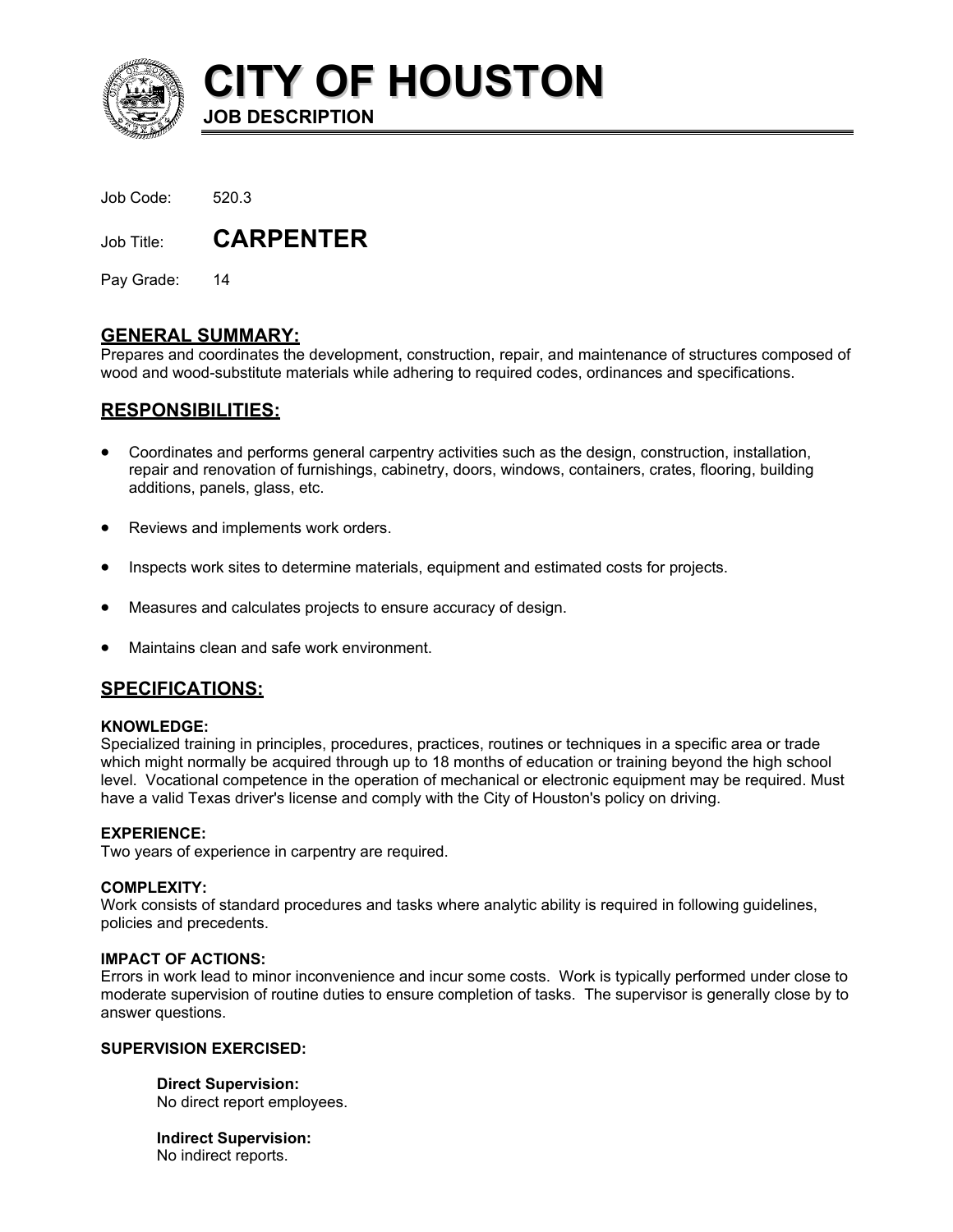# CITY OF HOUSTON

**JOB DESCRIPTION**

Job Code: 520.3

Job Title: **CARPENTER**

Pay Grade: 14

## GENERAL SUMMARY:

Prepares and coordinates the development, construction, repair, and maintenance of structures composed of wood and wood-substitute materials while adhering to required codes, ordinances and specifications.

## RESPONSIBILITIES:

- Coordinates and performs general carpentry activities such as the design, construction, installation, repair and renovation of furnishings, cabinetry, doors, windows, containers, crates, flooring, building additions, panels, glass, etc.
- Reviews and implements work orders.
- Inspects work sites to determine materials, equipment and estimated costs for projects.
- Measures and calculates projects to ensure accuracy of design.
- Maintains clean and safe work environment.

## SPECIFICATIONS:

**KNOWLEDGE:**

Specialized training in principles, procedures, practices, routines or techniques in a specific area or trade which might normally be acquired through up to 18 months of education or training beyond the high school level. Vocational competence in the operation of mechanical or electronic equipment may be required. Must have a valid Texas driver's license and comply with the City of Houston's policy on driving.

**EXPERIENCE:**

Two years of experience in carpentry are required.

**COMPLEXITY:**

Work consists of standard procedures and tasks where analytic ability is required in following guidelines, policies and precedents.

**IMPACT OF ACTIONS:**

Errors in work lead to minor inconvenience and incur some costs. Work is typically performed under close to moderate supervision of routine duties to ensure completion of tasks. The supervisor is generally close by to answer questions.

**SUPERVISION EXERCISED:**

**Direct Supervision:**
No direct report employees.

**Indirect Supervision:**
No indirect reports.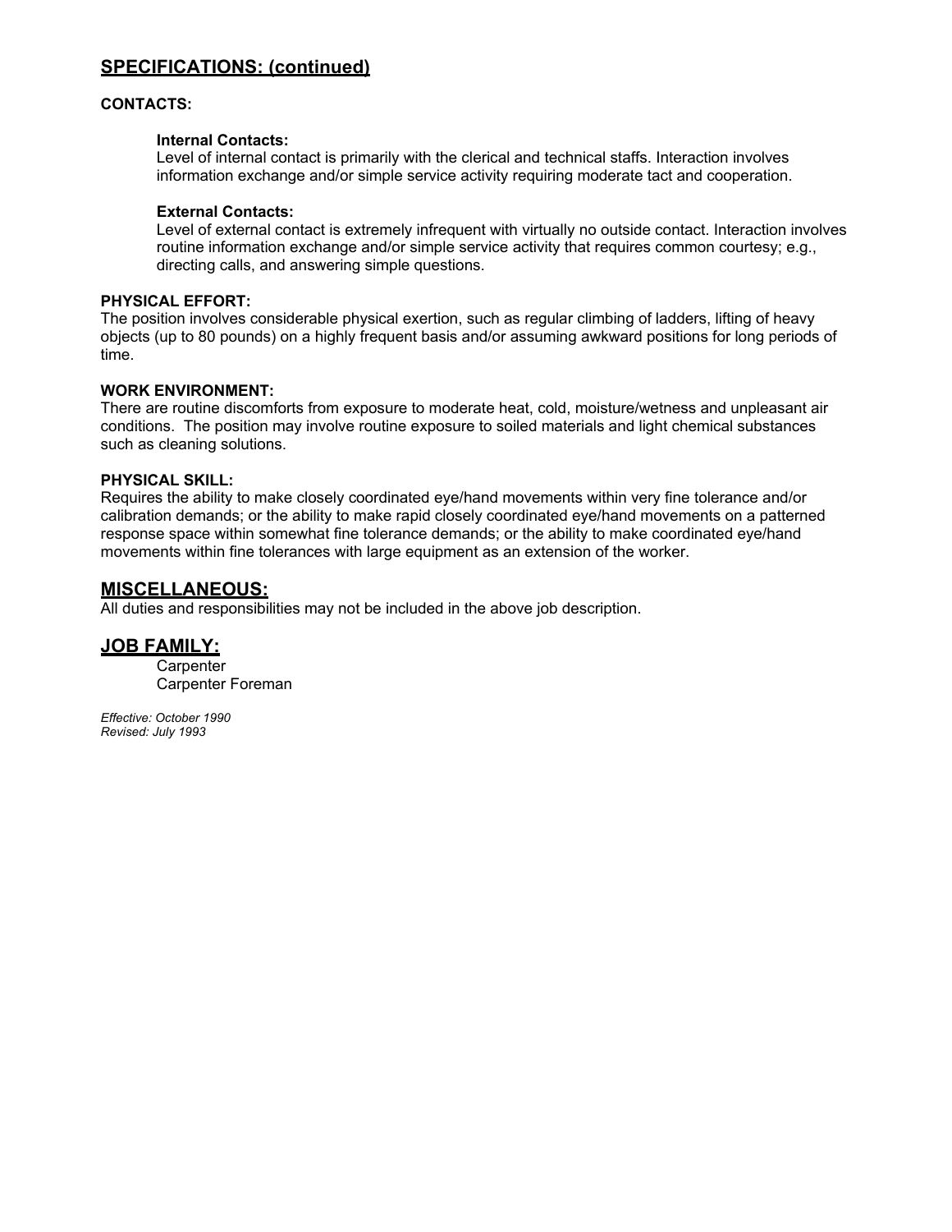## SPECIFICATIONS: (continued)

**CONTACTS:**

**Internal Contacts:**
Level of internal contact is primarily with the clerical and technical staffs. Interaction involves information exchange and/or simple service activity requiring moderate tact and cooperation.

**External Contacts:**
Level of external contact is extremely infrequent with virtually no outside contact. Interaction involves routine information exchange and/or simple service activity that requires common courtesy; e.g., directing calls, and answering simple questions.

**PHYSICAL EFFORT:**
The position involves considerable physical exertion, such as regular climbing of ladders, lifting of heavy objects (up to 80 pounds) on a highly frequent basis and/or assuming awkward positions for long periods of time.

**WORK ENVIRONMENT:**
There are routine discomforts from exposure to moderate heat, cold, moisture/wetness and unpleasant air conditions. The position may involve routine exposure to soiled materials and light chemical substances such as cleaning solutions.

**PHYSICAL SKILL:**
Requires the ability to make closely coordinated eye/hand movements within very fine tolerance and/or calibration demands; or the ability to make rapid closely coordinated eye/hand movements on a patterned response space within somewhat fine tolerance demands; or the ability to make coordinated eye/hand movements within fine tolerances with large equipment as an extension of the worker.

## MISCELLANEOUS:

All duties and responsibilities may not be included in the above job description.

## JOB FAMILY:

Carpenter
Carpenter Foreman

*Effective: October 1990*
*Revised: July 1993*